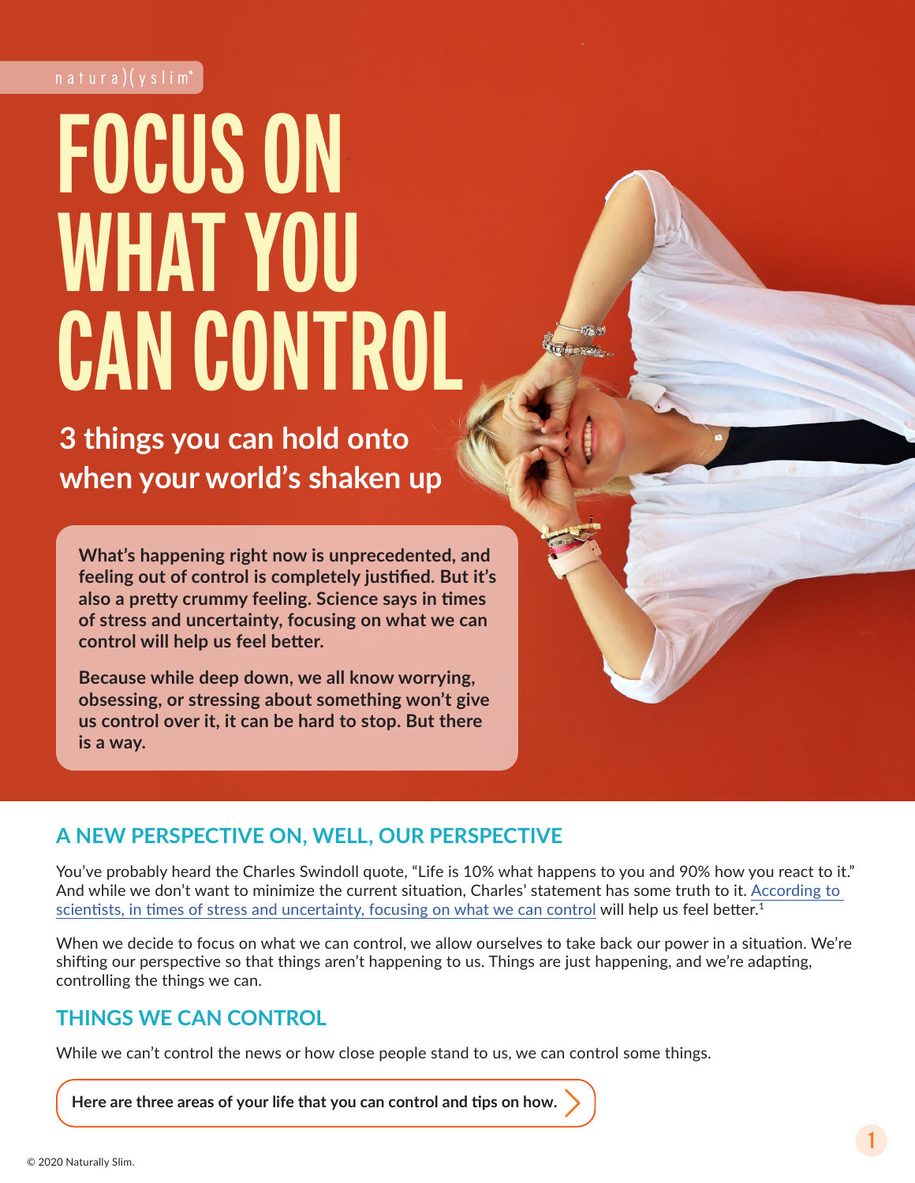naturallyslim

# FOCUS ON WHAT YOU CAN CONTROL

### 3 things you can hold onto when your world's shaken up

**What's happening right now is unprecedented, and feeling out of control is completely justified. But it's also a pretty crummy feeling. Science says in times of stress and uncertainty, focusing on what we can control will help us feel better.**

**Because while deep down, we all know worrying, obsessing, or stressing about something won't give us control over it, it can be hard to stop. But there is a way.**

## A NEW PERSPECTIVE ON, WELL, OUR PERSPECTIVE

You've probably heard the Charles Swindoll quote, "Life is 10% what happens to you and 90% how you react to it." And while we don't want to minimize the current situation, Charles' statement has some truth to it. According to scientists, in times of stress and uncertainty, focusing on what we can control will help us feel better.[1]

When we decide to focus on what we can control, we allow ourselves to take back our power in a situation. We're shifting our perspective so that things aren't happening to us. Things are just happening, and we're adapting, controlling the things we can.

## THINGS WE CAN CONTROL

While we can't control the news or how close people stand to us, we can control some things.

**Here are three areas of your life that you can control and tips on how.**

© 2020 Naturally Slim.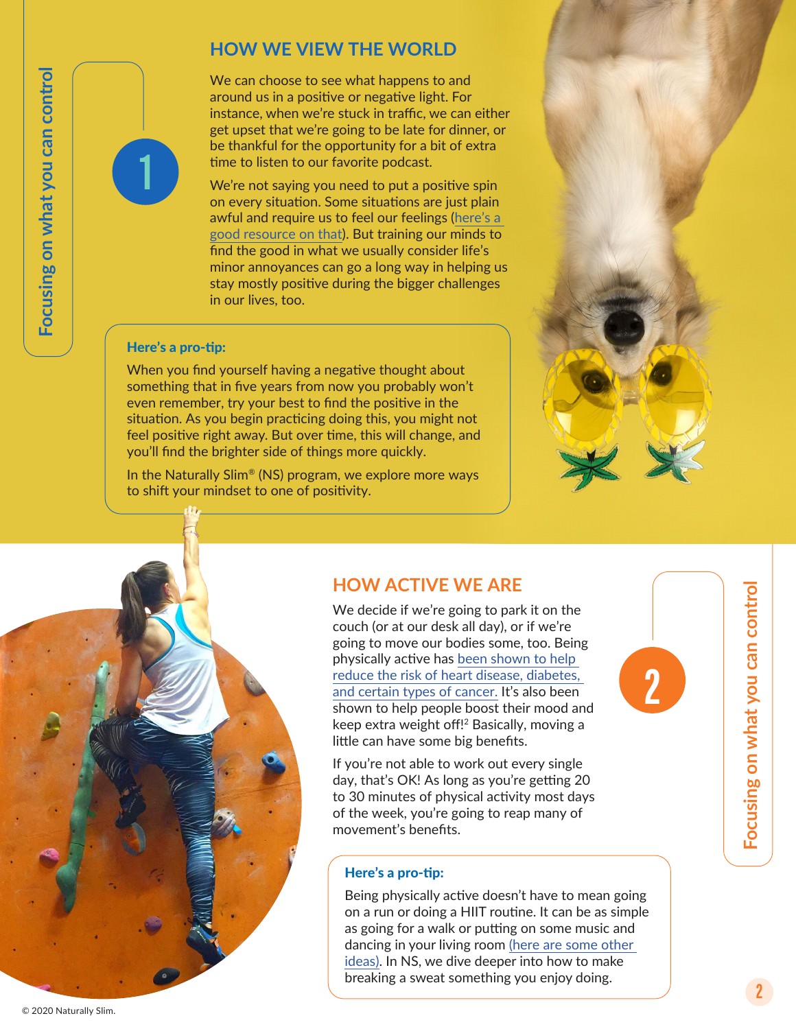## HOW WE VIEW THE WORLD

Focusing on what you can control

1

We can choose to see what happens to and around us in a positive or negative light. For instance, when we're stuck in traffic, we can either get upset that we're going to be late for dinner, or be thankful for the opportunity for a bit of extra time to listen to our favorite podcast.

We're not saying you need to put a positive spin on every situation. Some situations are just plain awful and require us to feel our feelings (here's a good resource on that). But training our minds to find the good in what we usually consider life's minor annoyances can go a long way in helping us stay mostly positive during the bigger challenges in our lives, too.

**Here's a pro-tip:**

When you find yourself having a negative thought about something that in five years from now you probably won't even remember, try your best to find the positive in the situation. As you begin practicing doing this, you might not feel positive right away. But over time, this will change, and you'll find the brighter side of things more quickly.

In the Naturally Slim® (NS) program, we explore more ways to shift your mindset to one of positivity.

## HOW ACTIVE WE ARE

Focusing on what you can control

2

We decide if we're going to park it on the couch (or at our desk all day), or if we're going to move our bodies some, too. Being physically active has been shown to help reduce the risk of heart disease, diabetes, and certain types of cancer. It's also been shown to help people boost their mood and keep extra weight off![2] Basically, moving a little can have some big benefits.

If you're not able to work out every single day, that's OK! As long as you're getting 20 to 30 minutes of physical activity most days of the week, you're going to reap many of movement's benefits.

**Here's a pro-tip:**

Being physically active doesn't have to mean going on a run or doing a HIIT routine. It can be as simple as going for a walk or putting on some music and dancing in your living room (here are some other ideas). In NS, we dive deeper into how to make breaking a sweat something you enjoy doing.

© 2020 Naturally Slim.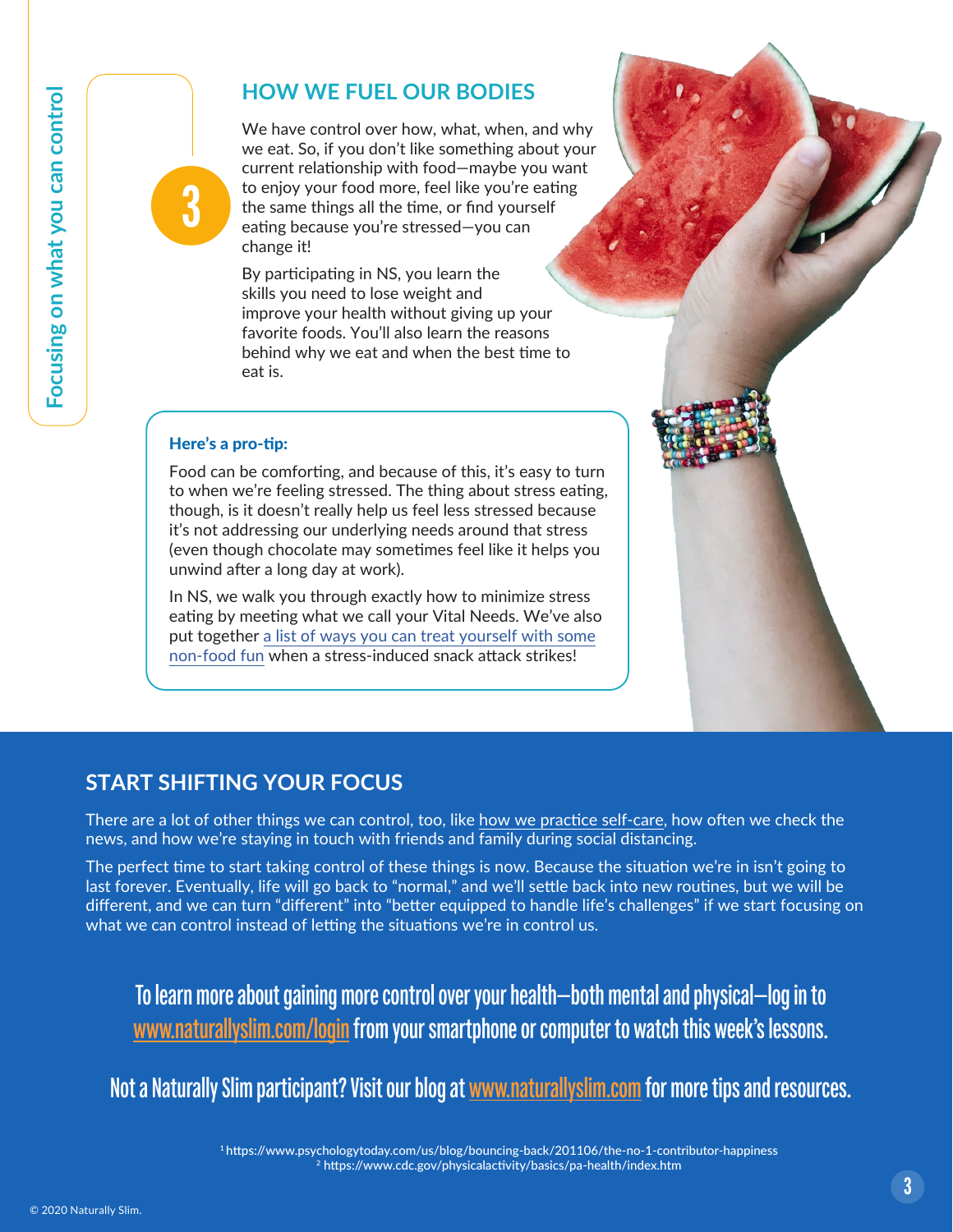Focusing on what you can control

3

## HOW WE FUEL OUR BODIES

We have control over how, what, when, and why we eat. So, if you don't like something about your current relationship with food—maybe you want to enjoy your food more, feel like you're eating the same things all the time, or find yourself eating because you're stressed—you can change it!

By participating in NS, you learn the skills you need to lose weight and improve your health without giving up your favorite foods. You'll also learn the reasons behind why we eat and when the best time to eat is.

**Here's a pro-tip:**

Food can be comforting, and because of this, it's easy to turn to when we're feeling stressed. The thing about stress eating, though, is it doesn't really help us feel less stressed because it's not addressing our underlying needs around that stress (even though chocolate may sometimes feel like it helps you unwind after a long day at work).

In NS, we walk you through exactly how to minimize stress eating by meeting what we call your Vital Needs. We've also put together a list of ways you can treat yourself with some non-food fun when a stress-induced snack attack strikes!

## START SHIFTING YOUR FOCUS

There are a lot of other things we can control, too, like how we practice self-care, how often we check the news, and how we're staying in touch with friends and family during social distancing.

The perfect time to start taking control of these things is now. Because the situation we're in isn't going to last forever. Eventually, life will go back to "normal," and we'll settle back into new routines, but we will be different, and we can turn "different" into "better equipped to handle life's challenges" if we start focusing on what we can control instead of letting the situations we're in control us.

**To learn more about gaining more control over your health—both mental and physical—log in to www.naturallyslim.com/login from your smartphone or computer to watch this week's lessons.**

**Not a Naturally Slim participant? Visit our blog at www.naturallyslim.com for more tips and resources.**

[1] https://www.psychologytoday.com/us/blog/bouncing-back/201106/the-no-1-contributor-happiness
[2] https://www.cdc.gov/physicalactivity/basics/pa-health/index.htm

© 2020 Naturally Slim.